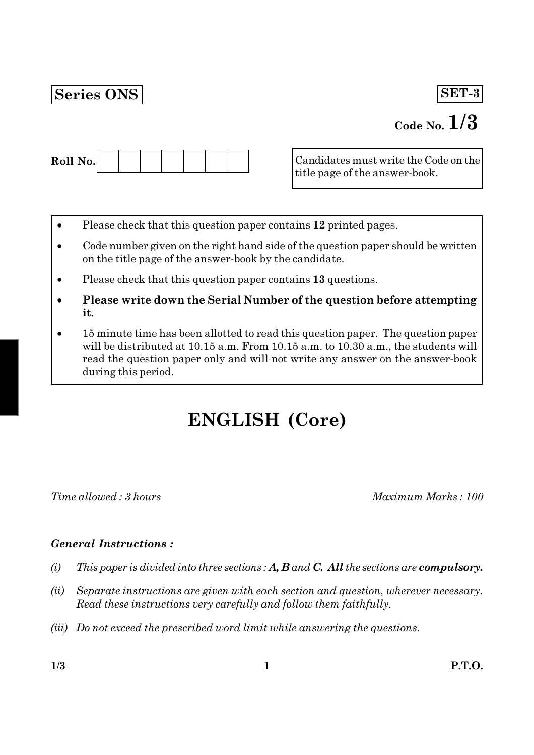**Series ONS**

**SET-3**

Code No. **1/3**

**Roll No.** | | | | | | | |

Candidates must write the Code on the title page of the answer-book.

- Please check that this question paper contains **12** printed pages.
- Code number given on the right hand side of the question paper should be written on the title page of the answer-book by the candidate.
- Please check that this question paper contains **13** questions.
- **Please write down the Serial Number of the question before attempting it.**
- 15 minute time has been allotted to read this question paper. The question paper will be distributed at 10.15 a.m. From 10.15 a.m. to 10.30 a.m., the students will read the question paper only and will not write any answer on the answer-book during this period.

# ENGLISH (Core)

*Time allowed : 3 hours* | *Maximum Marks : 100*

***General Instructions :***

*(i)* *This paper is divided into three sections :* ***A, B*** *and* ***C. All*** *the sections are* ***compulsory.***

*(ii)* *Separate instructions are given with each section and question, wherever necessary. Read these instructions very carefully and follow them faithfully.*

*(iii)* *Do not exceed the prescribed word limit while answering the questions.*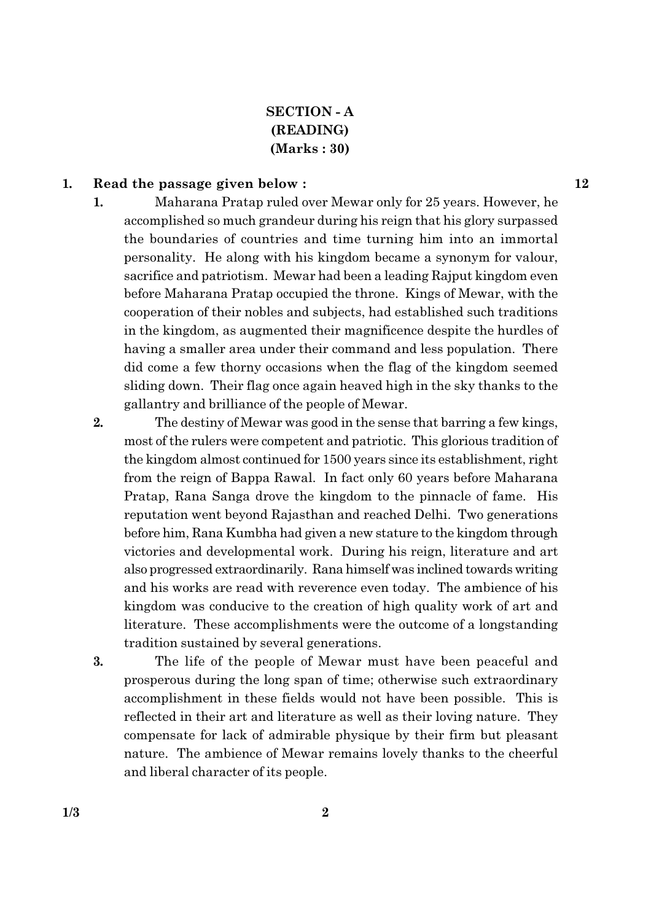## SECTION - A
## (READING)
## (Marks : 30)

**1. Read the passage given below :** **12**

1. Maharana Pratap ruled over Mewar only for 25 years. However, he accomplished so much grandeur during his reign that his glory surpassed the boundaries of countries and time turning him into an immortal personality. He along with his kingdom became a synonym for valour, sacrifice and patriotism. Mewar had been a leading Rajput kingdom even before Maharana Pratap occupied the throne. Kings of Mewar, with the cooperation of their nobles and subjects, had established such traditions in the kingdom, as augmented their magnificence despite the hurdles of having a smaller area under their command and less population. There did come a few thorny occasions when the flag of the kingdom seemed sliding down. Their flag once again heaved high in the sky thanks to the gallantry and brilliance of the people of Mewar.

2. The destiny of Mewar was good in the sense that barring a few kings, most of the rulers were competent and patriotic. This glorious tradition of the kingdom almost continued for 1500 years since its establishment, right from the reign of Bappa Rawal. In fact only 60 years before Maharana Pratap, Rana Sanga drove the kingdom to the pinnacle of fame. His reputation went beyond Rajasthan and reached Delhi. Two generations before him, Rana Kumbha had given a new stature to the kingdom through victories and developmental work. During his reign, literature and art also progressed extraordinarily. Rana himself was inclined towards writing and his works are read with reverence even today. The ambience of his kingdom was conducive to the creation of high quality work of art and literature. These accomplishments were the outcome of a longstanding tradition sustained by several generations.

3. The life of the people of Mewar must have been peaceful and prosperous during the long span of time; otherwise such extraordinary accomplishment in these fields would not have been possible. This is reflected in their art and literature as well as their loving nature. They compensate for lack of admirable physique by their firm but pleasant nature. The ambience of Mewar remains lovely thanks to the cheerful and liberal character of its people.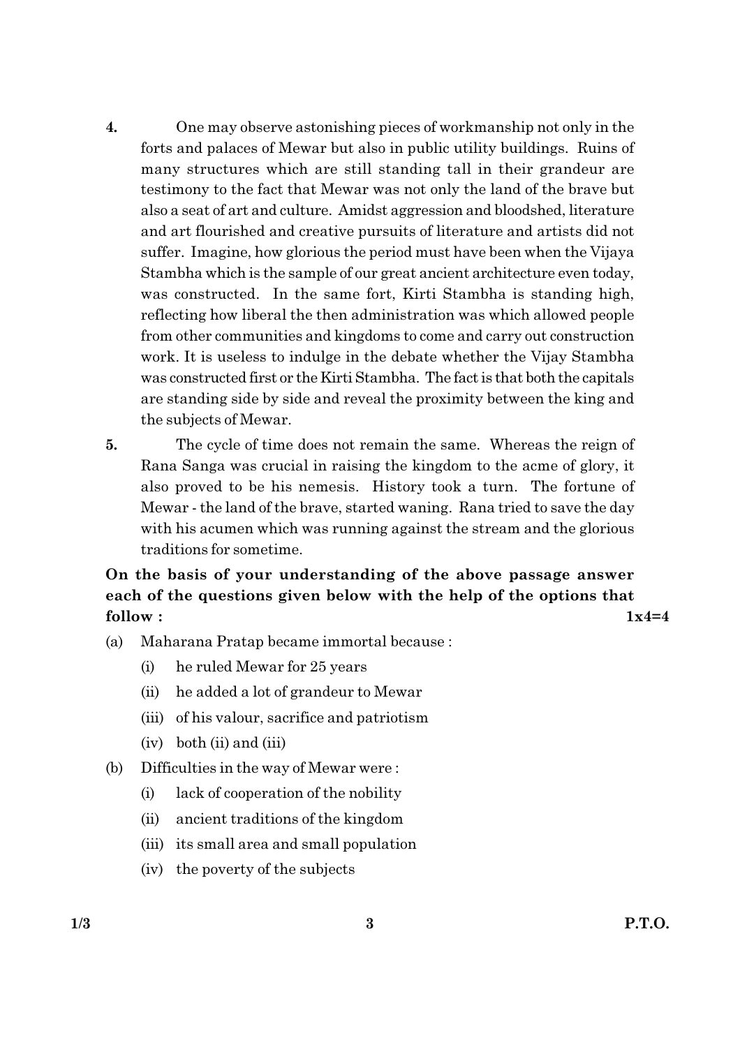4. One may observe astonishing pieces of workmanship not only in the forts and palaces of Mewar but also in public utility buildings. Ruins of many structures which are still standing tall in their grandeur are testimony to the fact that Mewar was not only the land of the brave but also a seat of art and culture. Amidst aggression and bloodshed, literature and art flourished and creative pursuits of literature and artists did not suffer. Imagine, how glorious the period must have been when the Vijaya Stambha which is the sample of our great ancient architecture even today, was constructed. In the same fort, Kirti Stambha is standing high, reflecting how liberal the then administration was which allowed people from other communities and kingdoms to come and carry out construction work. It is useless to indulge in the debate whether the Vijay Stambha was constructed first or the Kirti Stambha. The fact is that both the capitals are standing side by side and reveal the proximity between the king and the subjects of Mewar.

5. The cycle of time does not remain the same. Whereas the reign of Rana Sanga was crucial in raising the kingdom to the acme of glory, it also proved to be his nemesis. History took a turn. The fortune of Mewar - the land of the brave, started waning. Rana tried to save the day with his acumen which was running against the stream and the glorious traditions for sometime.

**On the basis of your understanding of the above passage answer each of the questions given below with the help of the options that follow :** **1x4=4**

(a) Maharana Pratap became immortal because :

(i) he ruled Mewar for 25 years

(ii) he added a lot of grandeur to Mewar

(iii) of his valour, sacrifice and patriotism

(iv) both (ii) and (iii)

(b) Difficulties in the way of Mewar were :

(i) lack of cooperation of the nobility

(ii) ancient traditions of the kingdom

(iii) its small area and small population

(iv) the poverty of the subjects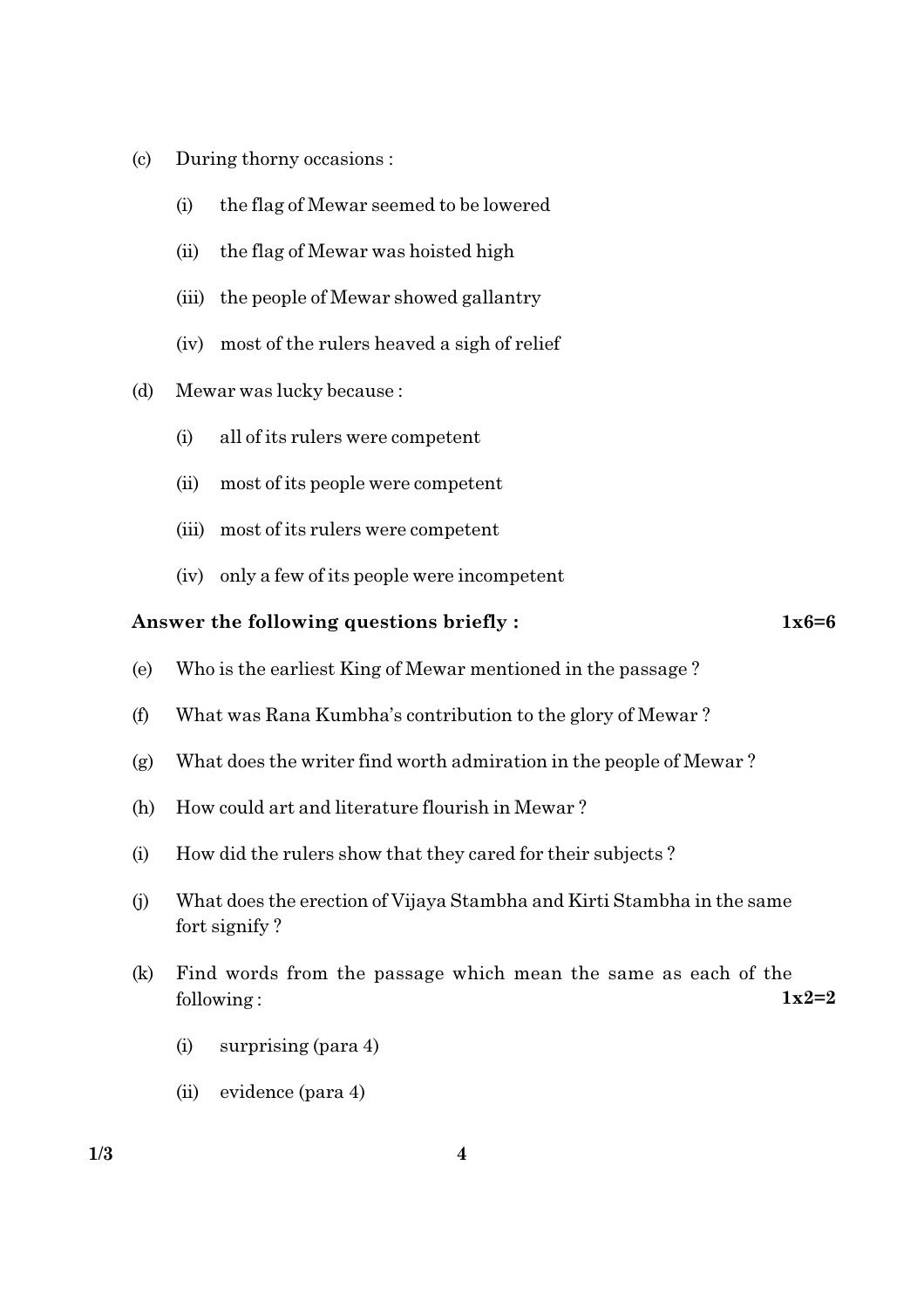(c) During thorny occasions :

  (i) the flag of Mewar seemed to be lowered

  (ii) the flag of Mewar was hoisted high

  (iii) the people of Mewar showed gallantry

  (iv) most of the rulers heaved a sigh of relief

(d) Mewar was lucky because :

  (i) all of its rulers were competent

  (ii) most of its people were competent

  (iii) most of its rulers were competent

  (iv) only a few of its people were incompetent

**Answer the following questions briefly :** **1x6=6**

(e) Who is the earliest King of Mewar mentioned in the passage ?

(f) What was Rana Kumbha's contribution to the glory of Mewar ?

(g) What does the writer find worth admiration in the people of Mewar ?

(h) How could art and literature flourish in Mewar ?

(i) How did the rulers show that they cared for their subjects ?

(j) What does the erection of Vijaya Stambha and Kirti Stambha in the same fort signify ?

(k) Find words from the passage which mean the same as each of the following : **1x2=2**

  (i) surprising (para 4)

  (ii) evidence (para 4)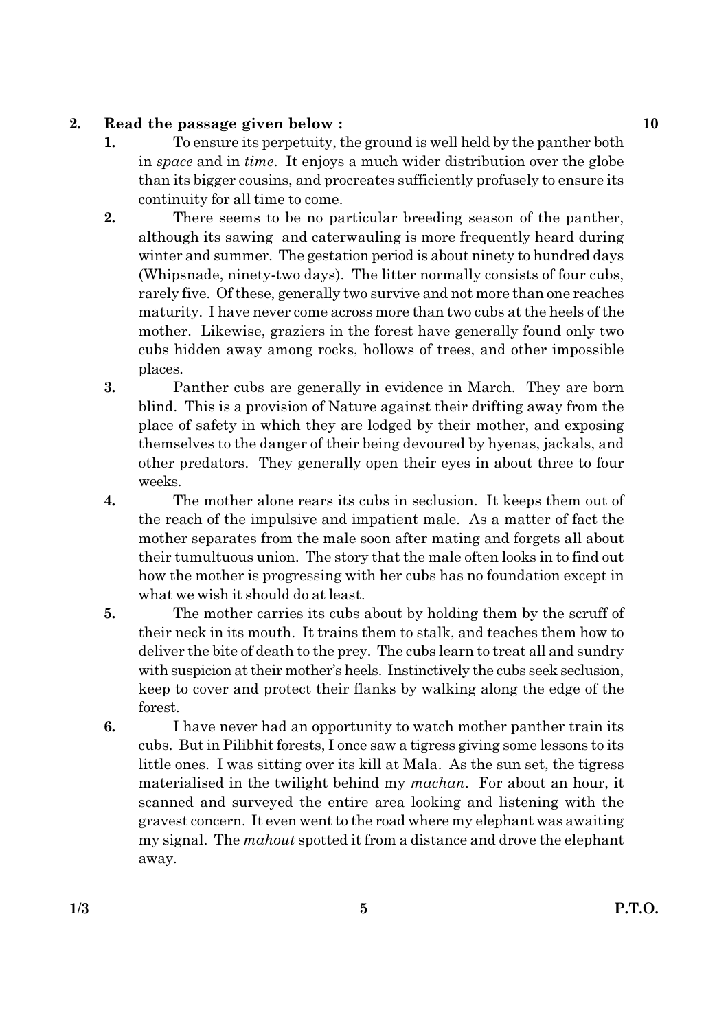**2. Read the passage given below : 10**

**1.** To ensure its perpetuity, the ground is well held by the panther both in *space* and in *time*. It enjoys a much wider distribution over the globe than its bigger cousins, and procreates sufficiently profusely to ensure its continuity for all time to come.

**2.** There seems to be no particular breeding season of the panther, although its sawing and caterwauling is more frequently heard during winter and summer. The gestation period is about ninety to hundred days (Whipsnade, ninety-two days). The litter normally consists of four cubs, rarely five. Of these, generally two survive and not more than one reaches maturity. I have never come across more than two cubs at the heels of the mother. Likewise, graziers in the forest have generally found only two cubs hidden away among rocks, hollows of trees, and other impossible places.

**3.** Panther cubs are generally in evidence in March. They are born blind. This is a provision of Nature against their drifting away from the place of safety in which they are lodged by their mother, and exposing themselves to the danger of their being devoured by hyenas, jackals, and other predators. They generally open their eyes in about three to four weeks.

**4.** The mother alone rears its cubs in seclusion. It keeps them out of the reach of the impulsive and impatient male. As a matter of fact the mother separates from the male soon after mating and forgets all about their tumultuous union. The story that the male often looks in to find out how the mother is progressing with her cubs has no foundation except in what we wish it should do at least.

**5.** The mother carries its cubs about by holding them by the scruff of their neck in its mouth. It trains them to stalk, and teaches them how to deliver the bite of death to the prey. The cubs learn to treat all and sundry with suspicion at their mother's heels. Instinctively the cubs seek seclusion, keep to cover and protect their flanks by walking along the edge of the forest.

**6.** I have never had an opportunity to watch mother panther train its cubs. But in Pilibhit forests, I once saw a tigress giving some lessons to its little ones. I was sitting over its kill at Mala. As the sun set, the tigress materialised in the twilight behind my *machan*. For about an hour, it scanned and surveyed the entire area looking and listening with the gravest concern. It even went to the road where my elephant was awaiting my signal. The *mahout* spotted it from a distance and drove the elephant away.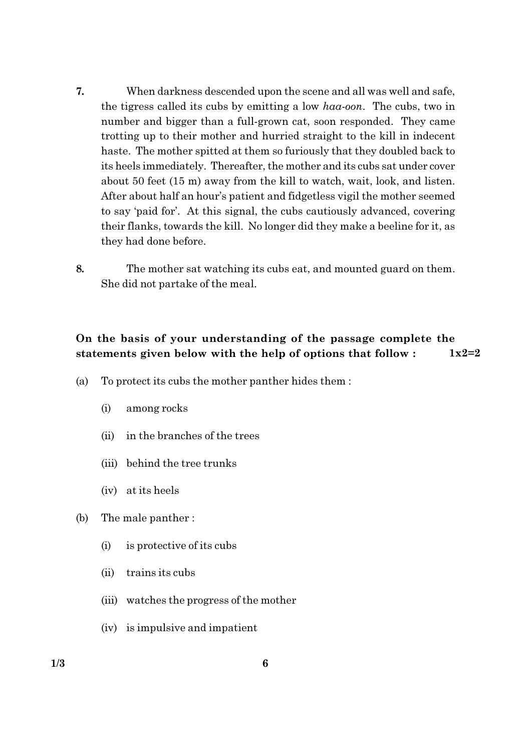7. When darkness descended upon the scene and all was well and safe, the tigress called its cubs by emitting a low *haa-oon*. The cubs, two in number and bigger than a full-grown cat, soon responded. They came trotting up to their mother and hurried straight to the kill in indecent haste. The mother spitted at them so furiously that they doubled back to its heels immediately. Thereafter, the mother and its cubs sat under cover about 50 feet (15 m) away from the kill to watch, wait, look, and listen. After about half an hour's patient and fidgetless vigil the mother seemed to say 'paid for'. At this signal, the cubs cautiously advanced, covering their flanks, towards the kill. No longer did they make a beeline for it, as they had done before.

8. The mother sat watching its cubs eat, and mounted guard on them. She did not partake of the meal.

**On the basis of your understanding of the passage complete the statements given below with the help of options that follow : 1x2=2**

(a) To protect its cubs the mother panther hides them :

(i) among rocks

(ii) in the branches of the trees

(iii) behind the tree trunks

(iv) at its heels

(b) The male panther :

(i) is protective of its cubs

(ii) trains its cubs

(iii) watches the progress of the mother

(iv) is impulsive and impatient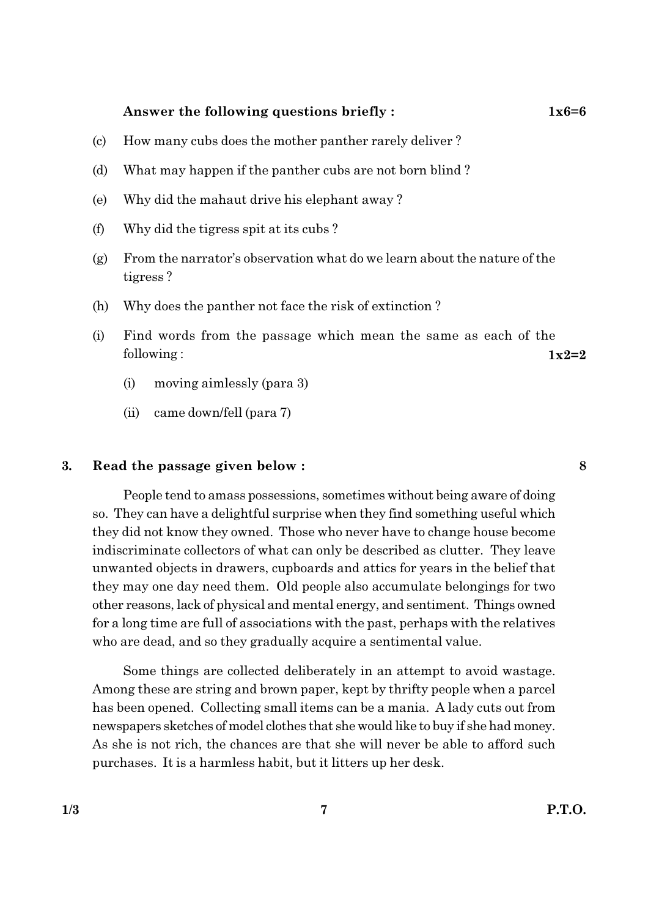**Answer the following questions briefly :** **1x6=6**

(c) How many cubs does the mother panther rarely deliver ?

(d) What may happen if the panther cubs are not born blind ?

(e) Why did the mahaut drive his elephant away ?

(f) Why did the tigress spit at its cubs ?

(g) From the narrator's observation what do we learn about the nature of the tigress ?

(h) Why does the panther not face the risk of extinction ?

(i) Find words from the passage which mean the same as each of the following : **1x2=2**

  (i) moving aimlessly (para 3)

  (ii) came down/fell (para 7)

**3. Read the passage given below :** **8**

People tend to amass possessions, sometimes without being aware of doing so. They can have a delightful surprise when they find something useful which they did not know they owned. Those who never have to change house become indiscriminate collectors of what can only be described as clutter. They leave unwanted objects in drawers, cupboards and attics for years in the belief that they may one day need them. Old people also accumulate belongings for two other reasons, lack of physical and mental energy, and sentiment. Things owned for a long time are full of associations with the past, perhaps with the relatives who are dead, and so they gradually acquire a sentimental value.

Some things are collected deliberately in an attempt to avoid wastage. Among these are string and brown paper, kept by thrifty people when a parcel has been opened. Collecting small items can be a mania. A lady cuts out from newspapers sketches of model clothes that she would like to buy if she had money. As she is not rich, the chances are that she will never be able to afford such purchases. It is a harmless habit, but it litters up her desk.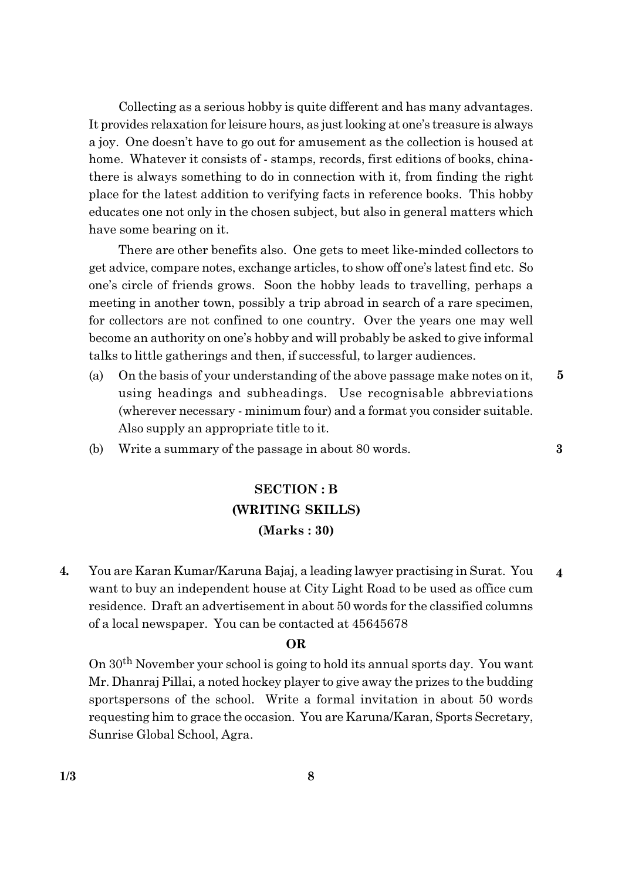Collecting as a serious hobby is quite different and has many advantages. It provides relaxation for leisure hours, as just looking at one's treasure is always a joy. One doesn't have to go out for amusement as the collection is housed at home. Whatever it consists of - stamps, records, first editions of books, china- there is always something to do in connection with it, from finding the right place for the latest addition to verifying facts in reference books. This hobby educates one not only in the chosen subject, but also in general matters which have some bearing on it.

There are other benefits also. One gets to meet like-minded collectors to get advice, compare notes, exchange articles, to show off one's latest find etc. So one's circle of friends grows. Soon the hobby leads to travelling, perhaps a meeting in another town, possibly a trip abroad in search of a rare specimen, for collectors are not confined to one country. Over the years one may well become an authority on one's hobby and will probably be asked to give informal talks to little gatherings and then, if successful, to larger audiences.

(a) On the basis of your understanding of the above passage make notes on it, using headings and subheadings. Use recognisable abbreviations (wherever necessary - minimum four) and a format you consider suitable. Also supply an appropriate title to it. **5**

(b) Write a summary of the passage in about 80 words. **3**

## SECTION : B
## (WRITING SKILLS)
## (Marks : 30)

**4.** You are Karan Kumar/Karuna Bajaj, a leading lawyer practising in Surat. You want to buy an independent house at City Light Road to be used as office cum residence. Draft an advertisement in about 50 words for the classified columns of a local newspaper. You can be contacted at 45645678 **4**

**OR**

On 30th November your school is going to hold its annual sports day. You want Mr. Dhanraj Pillai, a noted hockey player to give away the prizes to the budding sportspersons of the school. Write a formal invitation in about 50 words requesting him to grace the occasion. You are Karuna/Karan, Sports Secretary, Sunrise Global School, Agra.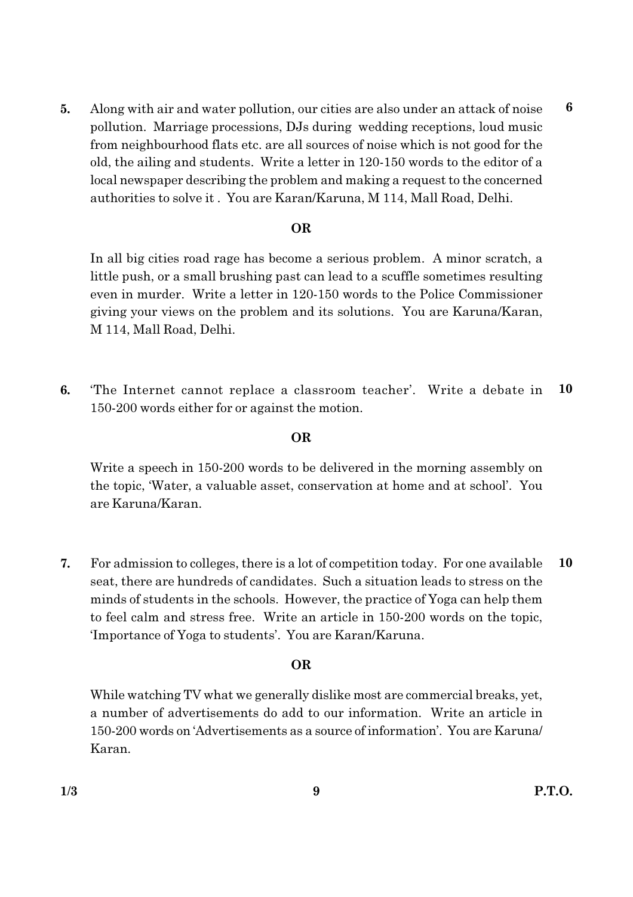**5.** Along with air and water pollution, our cities are also under an attack of noise pollution. Marriage processions, DJs during wedding receptions, loud music from neighbourhood flats etc. are all sources of noise which is not good for the old, the ailing and students. Write a letter in 120-150 words to the editor of a local newspaper describing the problem and making a request to the concerned authorities to solve it . You are Karan/Karuna, M 114, Mall Road, Delhi. **6**

**OR**

In all big cities road rage has become a serious problem. A minor scratch, a little push, or a small brushing past can lead to a scuffle sometimes resulting even in murder. Write a letter in 120-150 words to the Police Commissioner giving your views on the problem and its solutions. You are Karuna/Karan, M 114, Mall Road, Delhi.

**6.** 'The Internet cannot replace a classroom teacher'. Write a debate in 150-200 words either for or against the motion. **10**

**OR**

Write a speech in 150-200 words to be delivered in the morning assembly on the topic, 'Water, a valuable asset, conservation at home and at school'. You are Karuna/Karan.

**7.** For admission to colleges, there is a lot of competition today. For one available seat, there are hundreds of candidates. Such a situation leads to stress on the minds of students in the schools. However, the practice of Yoga can help them to feel calm and stress free. Write an article in 150-200 words on the topic, 'Importance of Yoga to students'. You are Karan/Karuna. **10**

**OR**

While watching TV what we generally dislike most are commercial breaks, yet, a number of advertisements do add to our information. Write an article in 150-200 words on 'Advertisements as a source of information'. You are Karuna/ Karan.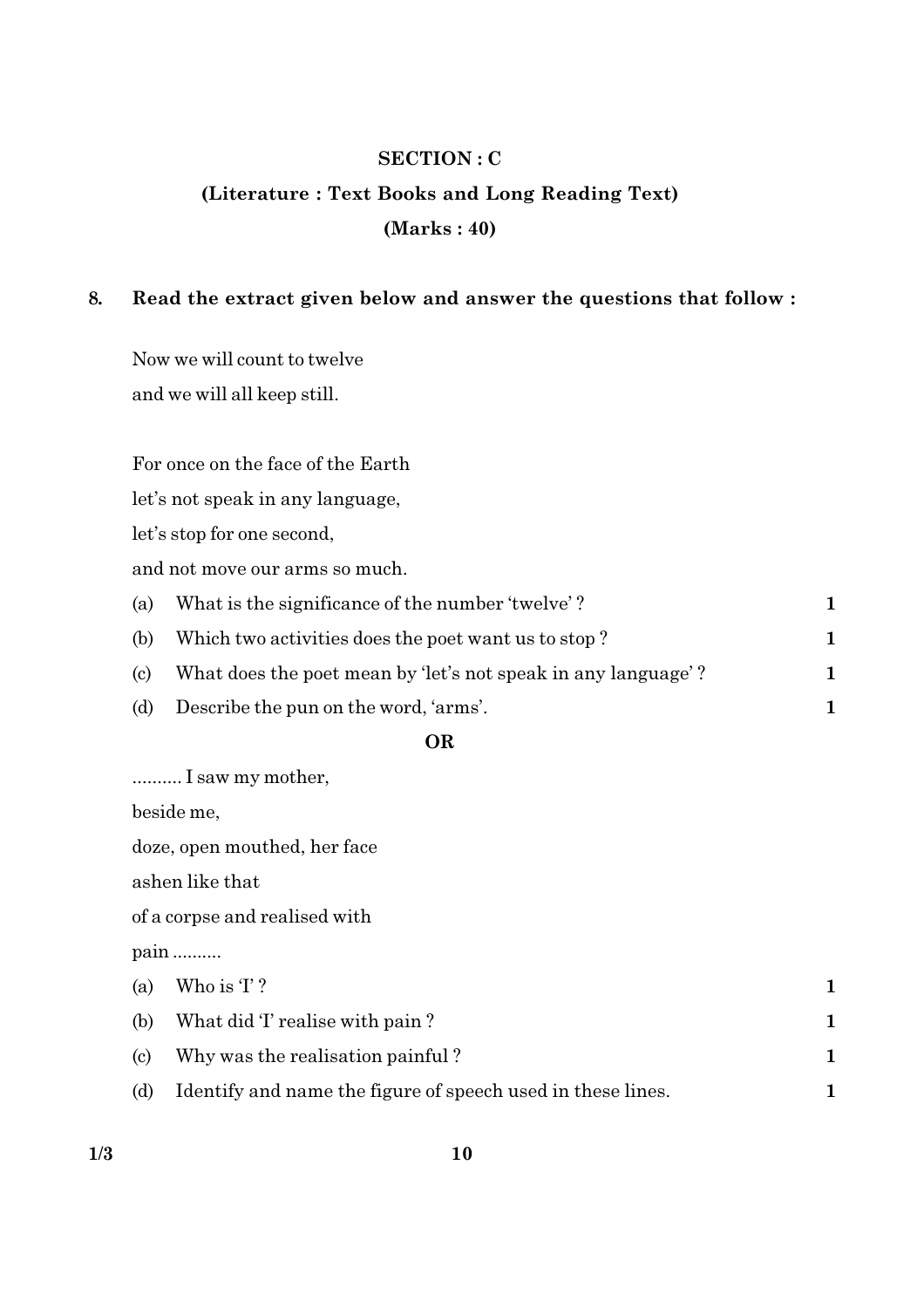## SECTION : C

### (Literature : Text Books and Long Reading Text)

### (Marks : 40)

**8. Read the extract given below and answer the questions that follow :**

Now we will count to twelve
and we will all keep still.

For once on the face of the Earth
let's not speak in any language,
let's stop for one second,
and not move our arms so much.

(a) What is the significance of the number 'twelve' ? **1**

(b) Which two activities does the poet want us to stop ? **1**

(c) What does the poet mean by 'let's not speak in any language' ? **1**

(d) Describe the pun on the word, 'arms'. **1**

**OR**

.......... I saw my mother,
beside me,
doze, open mouthed, her face
ashen like that
of a corpse and realised with
pain ..........

(a) Who is 'I' ? **1**

(b) What did 'I' realise with pain ? **1**

(c) Why was the realisation painful ? **1**

(d) Identify and name the figure of speech used in these lines. **1**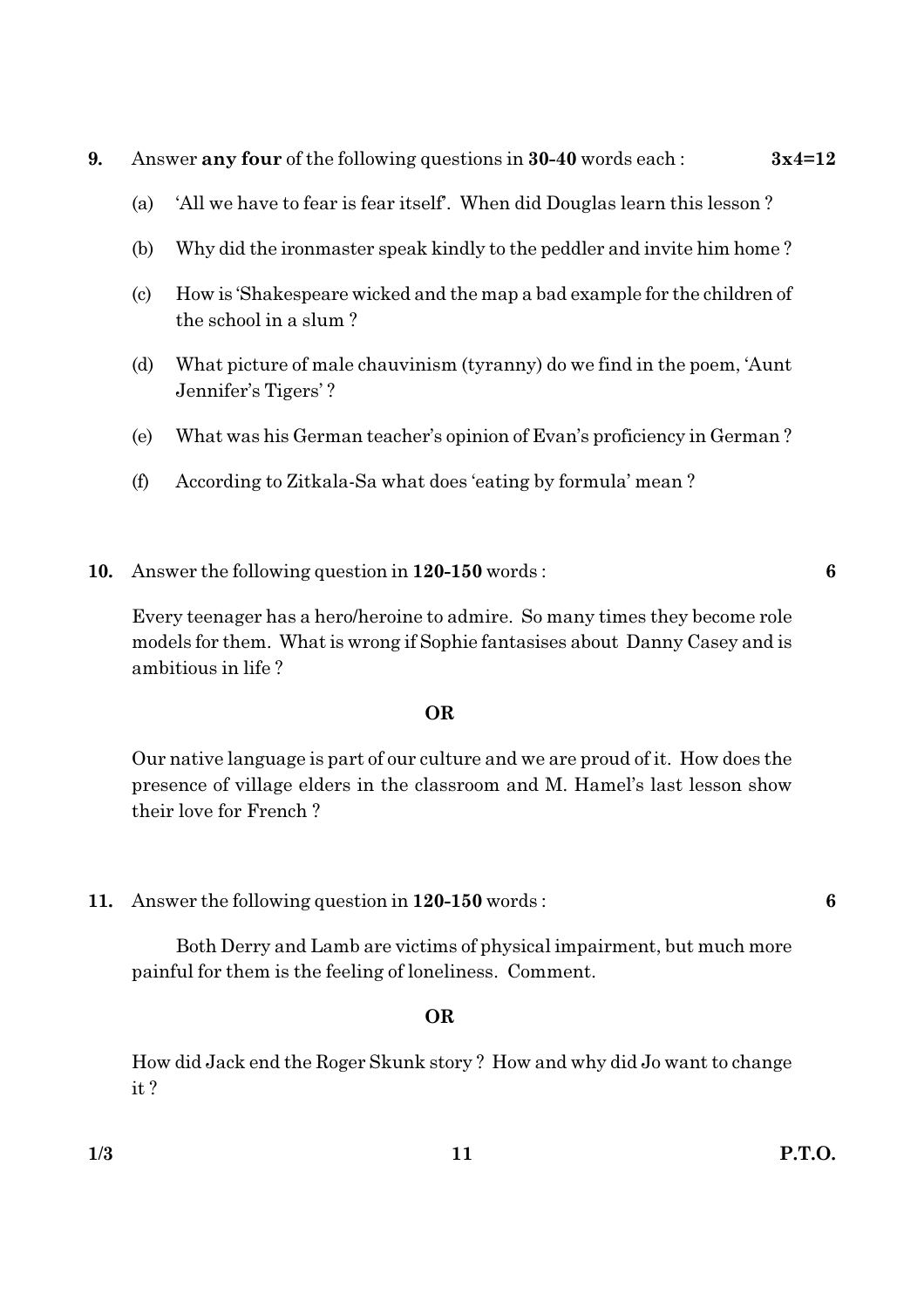**9.** Answer **any four** of the following questions in **30-40** words each : **3x4=12**

(a) 'All we have to fear is fear itself'. When did Douglas learn this lesson ?

(b) Why did the ironmaster speak kindly to the peddler and invite him home ?

(c) How is 'Shakespeare wicked and the map a bad example for the children of the school in a slum ?

(d) What picture of male chauvinism (tyranny) do we find in the poem, 'Aunt Jennifer's Tigers' ?

(e) What was his German teacher's opinion of Evan's proficiency in German ?

(f) According to Zitkala-Sa what does 'eating by formula' mean ?

**10.** Answer the following question in **120-150** words : **6**

Every teenager has a hero/heroine to admire. So many times they become role models for them. What is wrong if Sophie fantasises about Danny Casey and is ambitious in life ?

**OR**

Our native language is part of our culture and we are proud of it. How does the presence of village elders in the classroom and M. Hamel's last lesson show their love for French ?

**11.** Answer the following question in **120-150** words : **6**

Both Derry and Lamb are victims of physical impairment, but much more painful for them is the feeling of loneliness. Comment.

**OR**

How did Jack end the Roger Skunk story ? How and why did Jo want to change it ?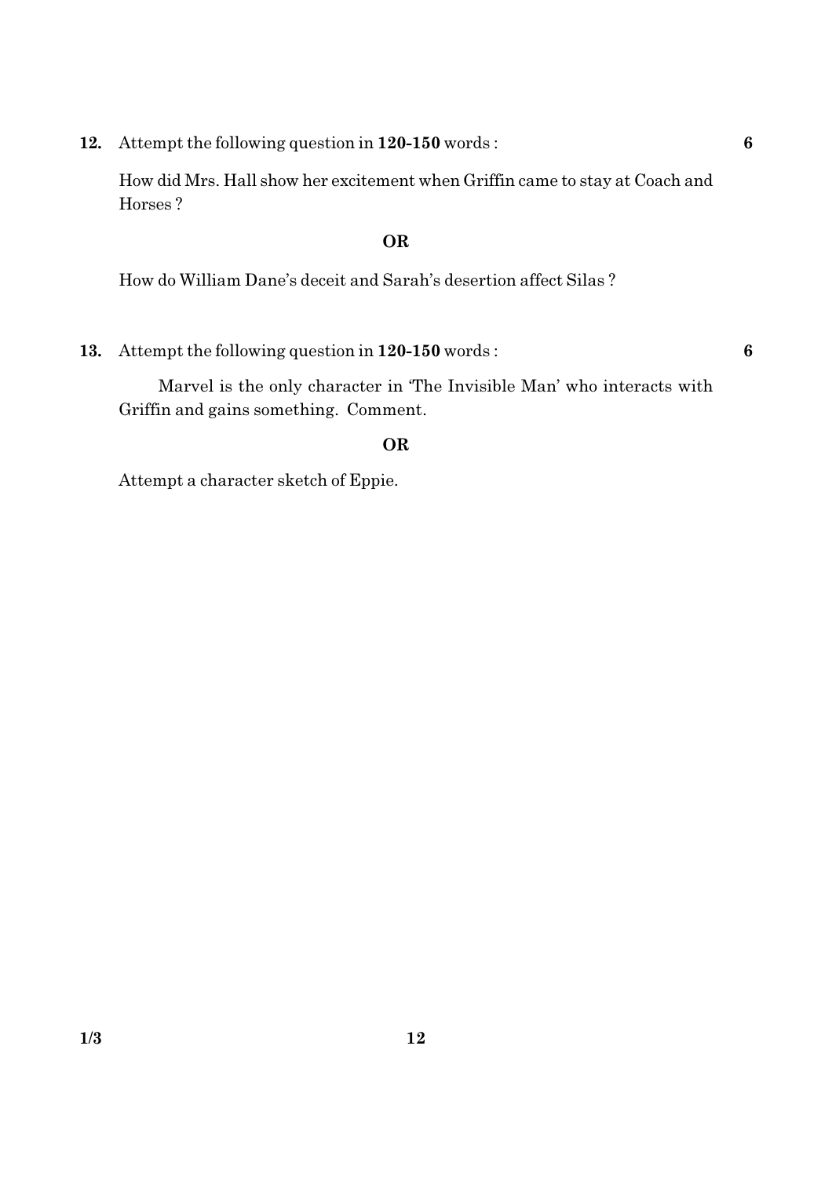**12.** Attempt the following question in **120-150** words : **6**

How did Mrs. Hall show her excitement when Griffin came to stay at Coach and Horses ?

**OR**

How do William Dane's deceit and Sarah's desertion affect Silas ?

**13.** Attempt the following question in **120-150** words : **6**

Marvel is the only character in 'The Invisible Man' who interacts with Griffin and gains something. Comment.

**OR**

Attempt a character sketch of Eppie.